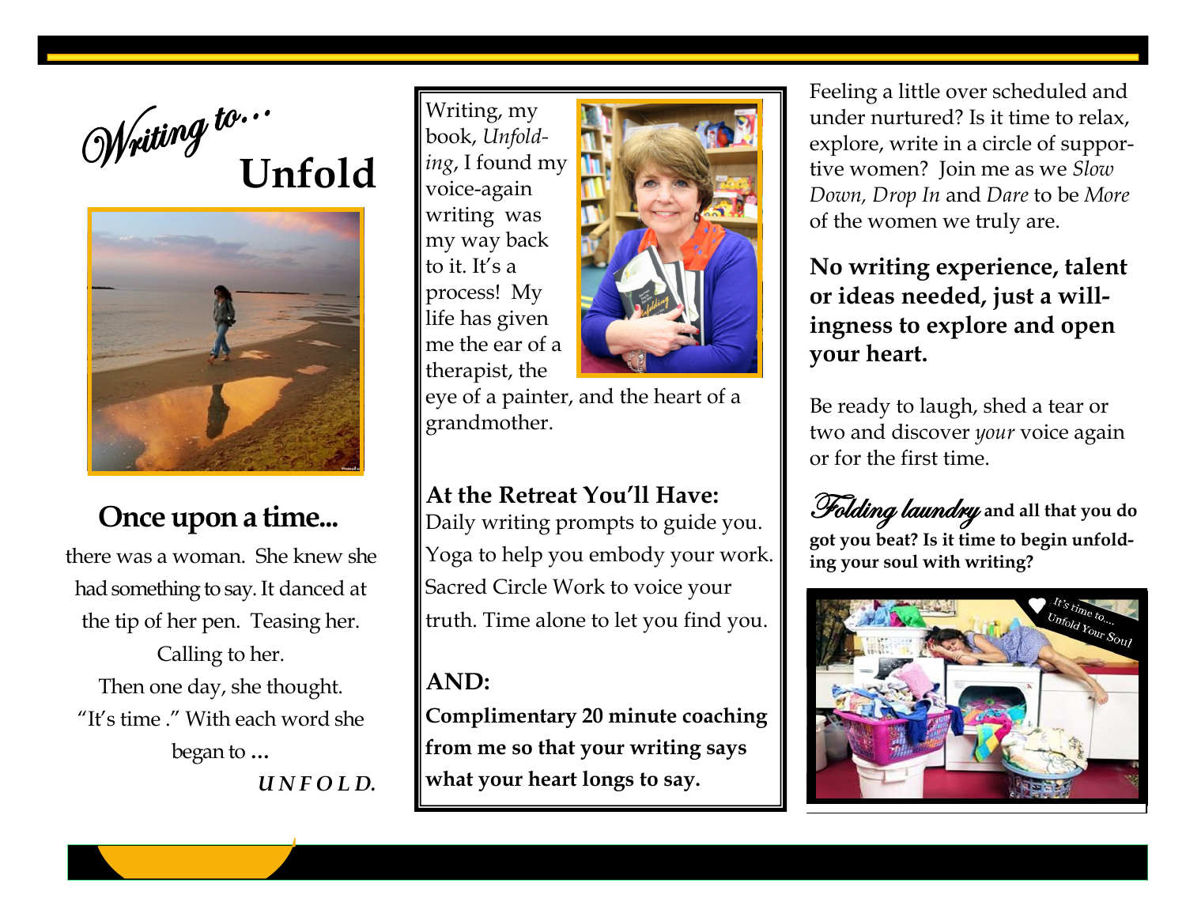# *Writing to...* Unfold

## Once upon a time...

there was a woman. She knew she had something to say. It danced at the tip of her pen. Teasing her. Calling to her.

Then one day, she thought. "It's time ." With each word she began to ...

***U N F O L D.***

Writing, my book, *Unfolding*, I found my voice-again writing was my way back to it. It's a process! My life has given me the ear of a therapist, the eye of a painter, and the heart of a grandmother.

**At the Retreat You'll Have:**

Daily writing prompts to guide you. Yoga to help you embody your work. Sacred Circle Work to voice your truth. Time alone to let you find you.

**AND:**

**Complimentary 20 minute coaching from me so that your writing says what your heart longs to say.**

Feeling a little over scheduled and under nurtured? Is it time to relax, explore, write in a circle of supportive women? Join me as we *Slow Down, Drop In* and *Dare* to be *More* of the women we truly are.

**No writing experience, talent or ideas needed, just a willingness to explore and open your heart.**

Be ready to laugh, shed a tear or two and discover *your* voice again or for the first time.

***Folding laundry* and all that you do got you beat? Is it time to begin unfolding your soul with writing?**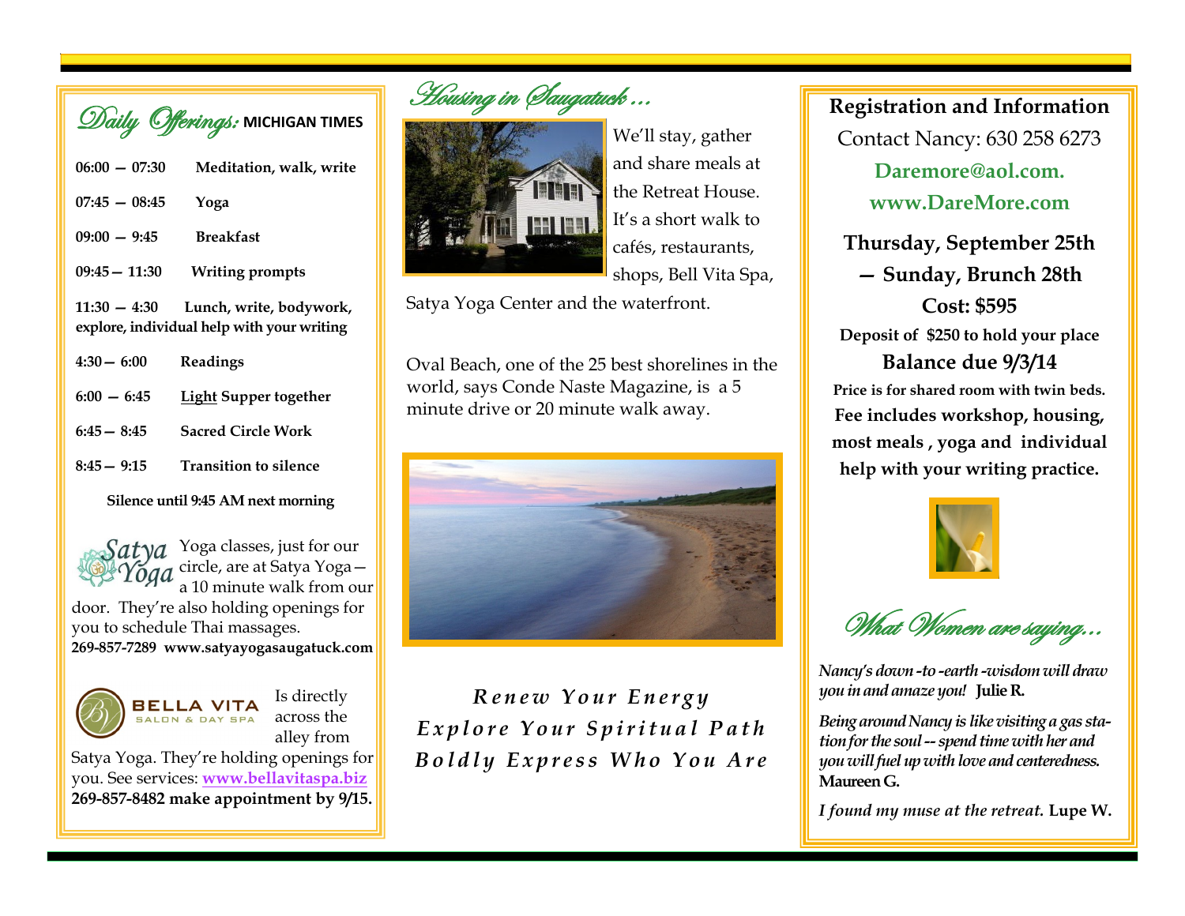## Daily Offerings: MICHIGAN TIMES

| | |
|---|---|
| 06:00 — 07:30 | Meditation, walk, write |
| 07:45 — 08:45 | Yoga |
| 09:00 — 9:45 | Breakfast |
| 09:45 — 11:30 | Writing prompts |
| 11:30 — 4:30 | Lunch, write, bodywork, explore, individual help with your writing |
| 4:30 — 6:00 | Readings |
| 6:00 — 6:45 | Light Supper together |
| 6:45 — 8:45 | Sacred Circle Work |
| 8:45 — 9:15 | Transition to silence |

**Silence until 9:45 AM next morning**

Satya Yoga

Yoga classes, just for our circle, are at Satya Yoga—a 10 minute walk from our door. They're also holding openings for you to schedule Thai massages.
**269-857-7289 www.satyayogasaugatuck.com**

BELLA VITA SALON & DAY SPA

Is directly across the alley from Satya Yoga. They're holding openings for you. See services: **www.bellavitaspa.biz**
**269-857-8482 make appointment by 9/15.**

## Housing in Saugatuck…

We'll stay, gather and share meals at the Retreat House. It's a short walk to cafés, restaurants, shops, Bell Vita Spa, Satya Yoga Center and the waterfront.

Oval Beach, one of the 25 best shorelines in the world, says Conde Naste Magazine, is a 5 minute drive or 20 minute walk away.

*Renew Your Energy*
*Explore Your Spiritual Path*
*Boldly Express Who You Are*

## Registration and Information

Contact Nancy: 630 258 6273

**Daremore@aol.com.**

**www.DareMore.com**

**Thursday, September 25th — Sunday, Brunch 28th**

**Cost: $595**

**Deposit of $250 to hold your place**

**Balance due 9/3/14**

**Price is for shared room with twin beds.**

**Fee includes workshop, housing, most meals , yoga and individual help with your writing practice.**

## What Women are saying…

*Nancy's down-to-earth-wisdom will draw you in and amaze you!* **Julie R.**

*Being around Nancy is like visiting a gas station for the soul -- spend time with her and you will fuel up with love and centeredness.* **Maureen G.**

*I found my muse at the retreat.* **Lupe W.**